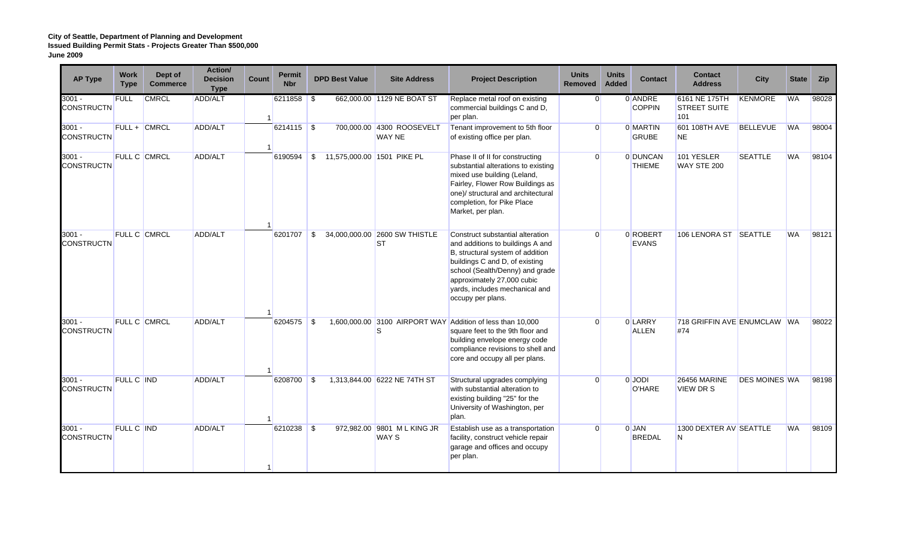**City of Seattle, Department of Planning and Development**
**Issued Building Permit Stats - Projects Greater Than $500,000**
**June 2009**

| AP Type | Work Type | Dept of Commerce | Action/ Decision Type | Count | Permit Nbr | DPD Best Value | Site Address | Project Description | Units Removed | Units Added | Contact | Contact Address | City | State | Zip |
|---|---|---|---|---|---|---|---|---|---|---|---|---|---|---|---|
| 3001 - CONSTRUCTN | FULL | CMRCL | ADD/ALT | 1 | 6211858 | $ 662,000.00 | 1129 NE BOAT ST | Replace metal roof on existing commercial buildings C and D, per plan. | 0 | 0 | ANDRE COPPIN | 6161 NE 175TH STREET SUITE 101 | KENMORE | WA | 98028 |
| 3001 - CONSTRUCTN | FULL + | CMRCL | ADD/ALT | 1 | 6214115 | $ 700,000.00 | 4300 ROOSEVELT WAY NE | Tenant improvement to 5th floor of existing office per plan. | 0 | 0 | MARTIN GRUBE | 601 108TH AVE NE | BELLEVUE | WA | 98004 |
| 3001 - CONSTRUCTN | FULL C | CMRCL | ADD/ALT | 1 | 6190594 | $ 11,575,000.00 | 1501 PIKE PL | Phase II of II for constructing substantial alterations to existing mixed use building (Leland, Fairley, Flower Row Buildings as one)/ structural and architectural completion, for Pike Place Market, per plan. | 0 | 0 | DUNCAN THIEME | 101 YESLER WAY STE 200 | SEATTLE | WA | 98104 |
| 3001 - CONSTRUCTN | FULL C | CMRCL | ADD/ALT | 1 | 6201707 | $ 34,000,000.00 | 2600 SW THISTLE ST | Construct substantial alteration and additions to buildings A and B, structural system of addition buildings C and D, of existing school (Sealth/Denny) and grade approximately 27,000 cubic yards, includes mechanical and occupy per plans. | 0 | 0 | ROBERT EVANS | 106 LENORA ST | SEATTLE | WA | 98121 |
| 3001 - CONSTRUCTN | FULL C | CMRCL | ADD/ALT | 1 | 6204575 | $ 1,600,000.00 | 3100 AIRPORT WAY S | Addition of less than 10,000 square feet to the 9th floor and building envelope energy code compliance revisions to shell and core and occupy all per plans. | 0 | 0 | LARRY ALLEN | 718 GRIFFIN AVE #74 | ENUMCLAW | WA | 98022 |
| 3001 - CONSTRUCTN | FULL C | IND | ADD/ALT | 1 | 6208700 | $ 1,313,844.00 | 6222 NE 74TH ST | Structural upgrades complying with substantial alteration to existing building "25" for the University of Washington, per plan. | 0 | 0 | JODI O'HARE | 26456 MARINE VIEW DR S | DES MOINES | WA | 98198 |
| 3001 - CONSTRUCTN | FULL C | IND | ADD/ALT | 1 | 6210238 | $ 972,982.00 | 9801 M L KING JR WAY S | Establish use as a transportation facility, construct vehicle repair garage and offices and occupy per plan. | 0 | 0 | JAN BREDAL | 1300 DEXTER AV N | SEATTLE | WA | 98109 |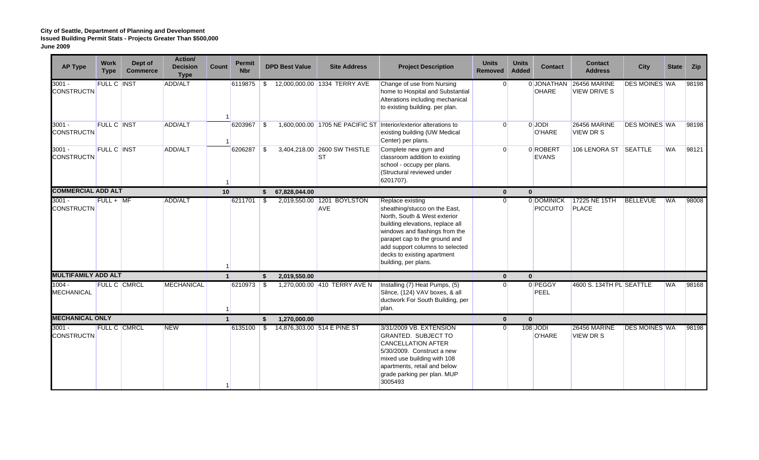**City of Seattle, Department of Planning and Development**
**Issued Building Permit Stats - Projects Greater Than $500,000**
**June 2009**

| AP Type | Work Type | Dept of Commerce | Action/ Decision Type | Count | Permit Nbr | DPD Best Value | Site Address | Project Description | Units Removed | Units Added | Contact | Contact Address | City | State | Zip |
|---|---|---|---|---|---|---|---|---|---|---|---|---|---|---|---|
| 3001 - CONSTRUCTN | FULL C | INST | ADD/ALT | 1 | 6119875 | $ 12,000,000.00 | 1334 TERRY AVE | Change of use from Nursing home to Hospital and Substantial Alterations including mechanical to existing building. per plan. | 0 | 0 | JONATHAN OHARE | 26456 MARINE VIEW DRIVE S | DES MOINES | WA | 98198 |
| 3001 - CONSTRUCTN | FULL C | INST | ADD/ALT | 1 | 6203967 | $ 1,600,000.00 | 1705 NE PACIFIC ST | Interior/exterior alterations to existing building (UW Medical Center) per plans. | 0 | 0 | JODI O'HARE | 26456 MARINE VIEW DR S | DES MOINES | WA | 98198 |
| 3001 - CONSTRUCTN | FULL C | INST | ADD/ALT | 1 | 6206287 | $ 3,404,218.00 | 2600 SW THISTLE ST | Complete new gym and classroom addition to existing school - occupy per plans. (Structural reviewed under 6201707). | 0 | 0 | ROBERT EVANS | 106 LENORA ST | SEATTLE | WA | 98121 |
| **COMMERCIAL ADD ALT** | | | | **10** | | **$ 67,828,044.00** | | | **0** | **0** | | | | | |
| 3001 - CONSTRUCTN | FULL + | MF | ADD/ALT | 1 | 6211701 | $ 2,019,550.00 | 1201 BOYLSTON AVE | Replace existing sheathing/stucco on the East, North, South & West exterior building elevations, replace all windows and flashings from the parapet cap to the ground and add support columns to selected decks to existing apartment building, per plans. | 0 | 0 | DOMINICK PICCUITO | 17225 NE 15TH PLACE | BELLEVUE | WA | 98008 |
| **MULTIFAMILY ADD ALT** | | | | **1** | | **$ 2,019,550.00** | | | **0** | **0** | | | | | |
| 1004 - MECHANICAL | FULL C | CMRCL | MECHANICAL | 1 | 6210973 | $ 1,270,000.00 | 410 TERRY AVE N | Installing (7) Heat Pumps, (5) Silnce, (124) VAV boxes, & all ductwork For South Building, per plan. | 0 | 0 | PEGGY PEEL | 4600 S. 134TH PL | SEATTLE | WA | 98168 |
| **MECHANICAL ONLY** | | | | **1** | | **$ 1,270,000.00** | | | **0** | **0** | | | | | |
| 3001 - CONSTRUCTN | FULL C | CMRCL | NEW | 1 | 6135100 | $ 14,876,303.00 | 514 E PINE ST | 3/31/2009 VB. EXTENSION GRANTED. SUBJECT TO CANCELLATION AFTER 5/30/2009. Construct a new mixed use building with 108 apartments, retail and below grade parking per plan. MUP 3005493 | 0 | 108 | JODI O'HARE | 26456 MARINE VIEW DR S | DES MOINES | WA | 98198 |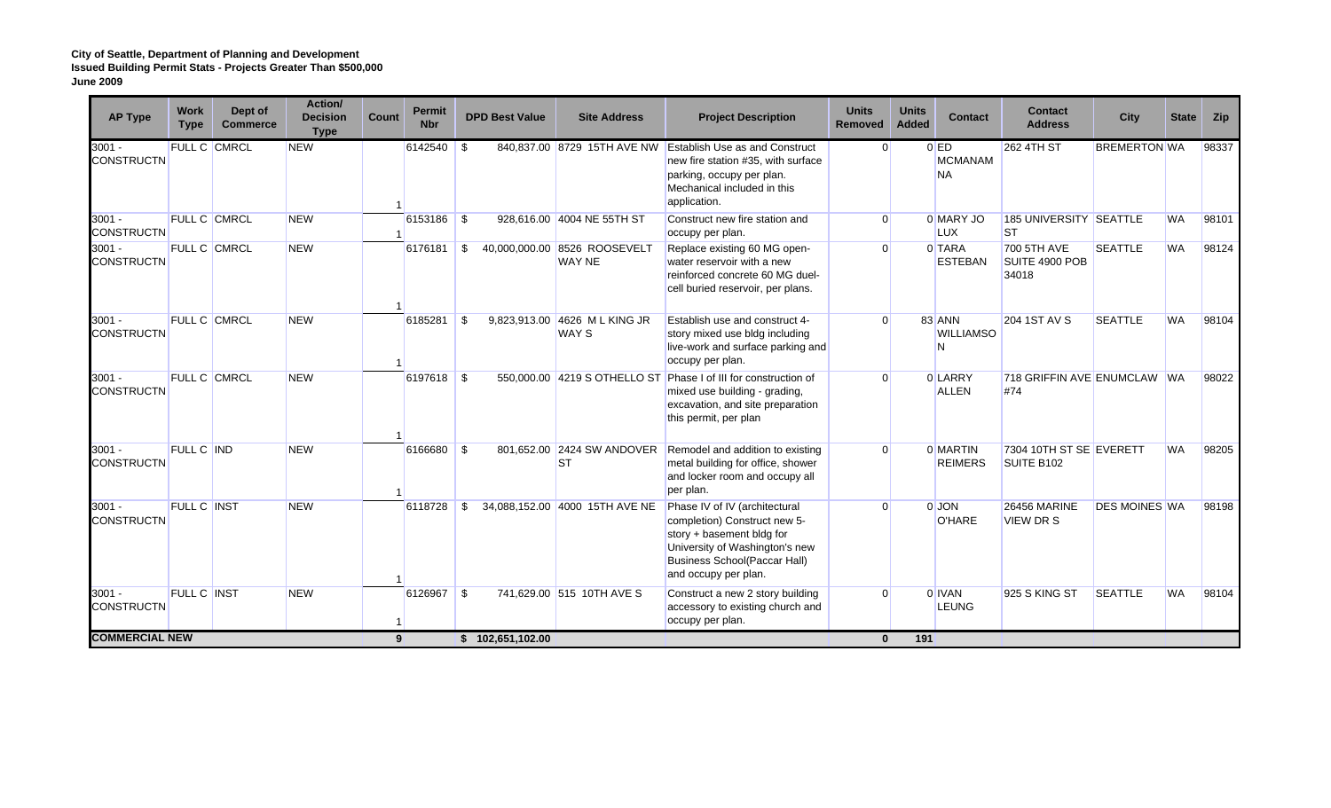**City of Seattle, Department of Planning and Development**
**Issued Building Permit Stats - Projects Greater Than $500,000**
**June 2009**

| AP Type | Work Type | Dept of Commerce | Action/ Decision Type | Count | Permit Nbr | DPD Best Value | Site Address | Project Description | Units Removed | Units Added | Contact | Contact Address | City | State | Zip |
|---|---|---|---|---|---|---|---|---|---|---|---|---|---|---|---|
| 3001 - CONSTRUCTN | FULL C | CMRCL | NEW | 1 | 6142540 | $ 840,837.00 | 8729 15TH AVE NW | Establish Use as and Construct new fire station #35, with surface parking, occupy per plan. Mechanical included in this application. | 0 | 0 | ED MCMANAMNA | 262 4TH ST | BREMERTON | WA | 98337 |
| 3001 - CONSTRUCTN | FULL C | CMRCL | NEW | 1 | 6153186 | $ 928,616.00 | 4004 NE 55TH ST | Construct new fire station and occupy per plan. | 0 | 0 | MARY JO LUX | 185 UNIVERSITY ST | SEATTLE | WA | 98101 |
| 3001 - CONSTRUCTN | FULL C | CMRCL | NEW | 1 | 6176181 | $ 40,000,000.00 | 8526 ROOSEVELT WAY NE | Replace existing 60 MG open-water reservoir with a new reinforced concrete 60 MG duel-cell buried reservoir, per plans. | 0 | 0 | TARA ESTEBAN | 700 5TH AVE SUITE 4900 POB 34018 | SEATTLE | WA | 98124 |
| 3001 - CONSTRUCTN | FULL C | CMRCL | NEW | 1 | 6185281 | $ 9,823,913.00 | 4626 M L KING JR WAY S | Establish use and construct 4-story mixed use bldg including live-work and surface parking and occupy per plan. | 0 | 83 | ANN WILLIAMSON | 204 1ST AV S | SEATTLE | WA | 98104 |
| 3001 - CONSTRUCTN | FULL C | CMRCL | NEW | 1 | 6197618 | $ 550,000.00 | 4219 S OTHELLO ST | Phase I of III for construction of mixed use building - grading, excavation, and site preparation this permit, per plan | 0 | 0 | LARRY ALLEN | 718 GRIFFIN AVE #74 | ENUMCLAW | WA | 98022 |
| 3001 - CONSTRUCTN | FULL C | IND | NEW | 1 | 6166680 | $ 801,652.00 | 2424 SW ANDOVER ST | Remodel and addition to existing metal building for office, shower and locker room and occupy all per plan. | 0 | 0 | MARTIN REIMERS | 7304 10TH ST SE SUITE B102 | EVERETT | WA | 98205 |
| 3001 - CONSTRUCTN | FULL C | INST | NEW | 1 | 6118728 | $ 34,088,152.00 | 4000 15TH AVE NE | Phase IV of IV (architectural completion) Construct new 5-story + basement bldg for University of Washington's new Business School(Paccar Hall) and occupy per plan. | 0 | 0 | JON O'HARE | 26456 MARINE VIEW DR S | DES MOINES | WA | 98198 |
| 3001 - CONSTRUCTN | FULL C | INST | NEW | 1 | 6126967 | $ 741,629.00 | 515 10TH AVE S | Construct a new 2 story building accessory to existing church and occupy per plan. | 0 | 0 | IVAN LEUNG | 925 S KING ST | SEATTLE | WA | 98104 |
| **COMMERCIAL NEW** | | | | **9** | | **$ 102,651,102.00** | | | **0** | **191** | | | | | |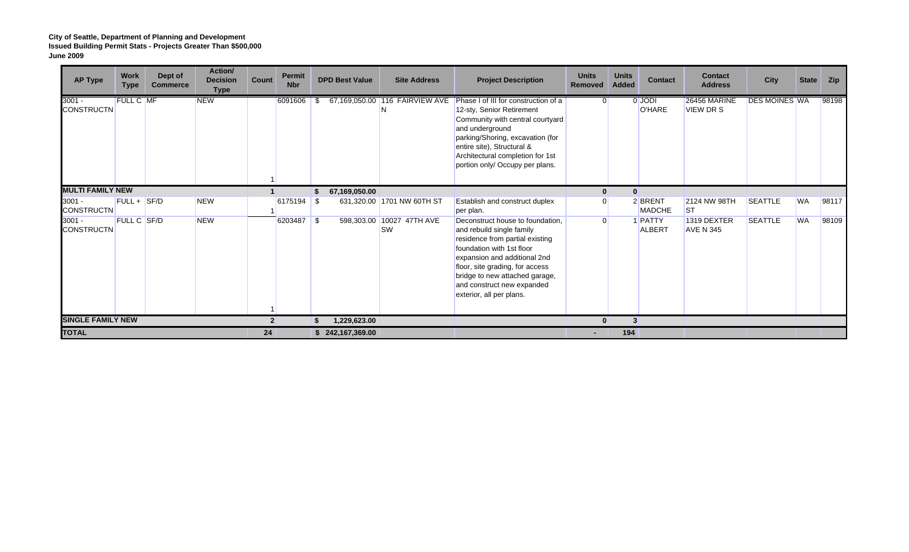**City of Seattle, Department of Planning and Development**
**Issued Building Permit Stats - Projects Greater Than $500,000**
**June 2009**

| AP Type | Work Type | Dept of Commerce | Action/ Decision Type | Count | Permit Nbr | DPD Best Value | Site Address | Project Description | Units Removed | Units Added | Contact | Contact Address | City | State | Zip |
|---|---|---|---|---|---|---|---|---|---|---|---|---|---|---|---|
| 3001 - CONSTRUCTN | FULL C | MF | NEW | 1 | 6091606 | $ 67,169,050.00 | 116 FAIRVIEW AVE N | Phase I of III for construction of a 12-sty, Senior Retirement Community with central courtyard and underground parking/Shoring, excavation (for entire site), Structural & Architectural completion for 1st portion only/ Occupy per plans. | 0 | 0 | JODI O'HARE | 26456 MARINE VIEW DR S | DES MOINES | WA | 98198 |
| **MULTI FAMILY NEW** | | | | **1** | | **$ 67,169,050.00** | | | **0** | **0** | | | | | |
| 3001 - CONSTRUCTN | FULL + | SF/D | NEW | 1 | 6175194 | $ 631,320.00 | 1701 NW 60TH ST | Establish and construct duplex per plan. | 0 | 2 | BRENT MADCHE | 2124 NW 98TH ST | SEATTLE | WA | 98117 |
| 3001 - CONSTRUCTN | FULL C | SF/D | NEW | 1 | 6203487 | $ 598,303.00 | 10027 47TH AVE SW | Deconstruct house to foundation, and rebuild single family residence from partial existing foundation with 1st floor expansion and additional 2nd floor, site grading, for access bridge to new attached garage, and construct new expanded exterior, all per plans. | 0 | 1 | PATTY ALBERT | 1319 DEXTER AVE N 345 | SEATTLE | WA | 98109 |
| **SINGLE FAMILY NEW** | | | | **2** | | **$ 1,229,623.00** | | | **0** | **3** | | | | | |
| **TOTAL** | | | | **24** | | **$ 242,167,369.00** | | | **-** | **194** | | | | | |